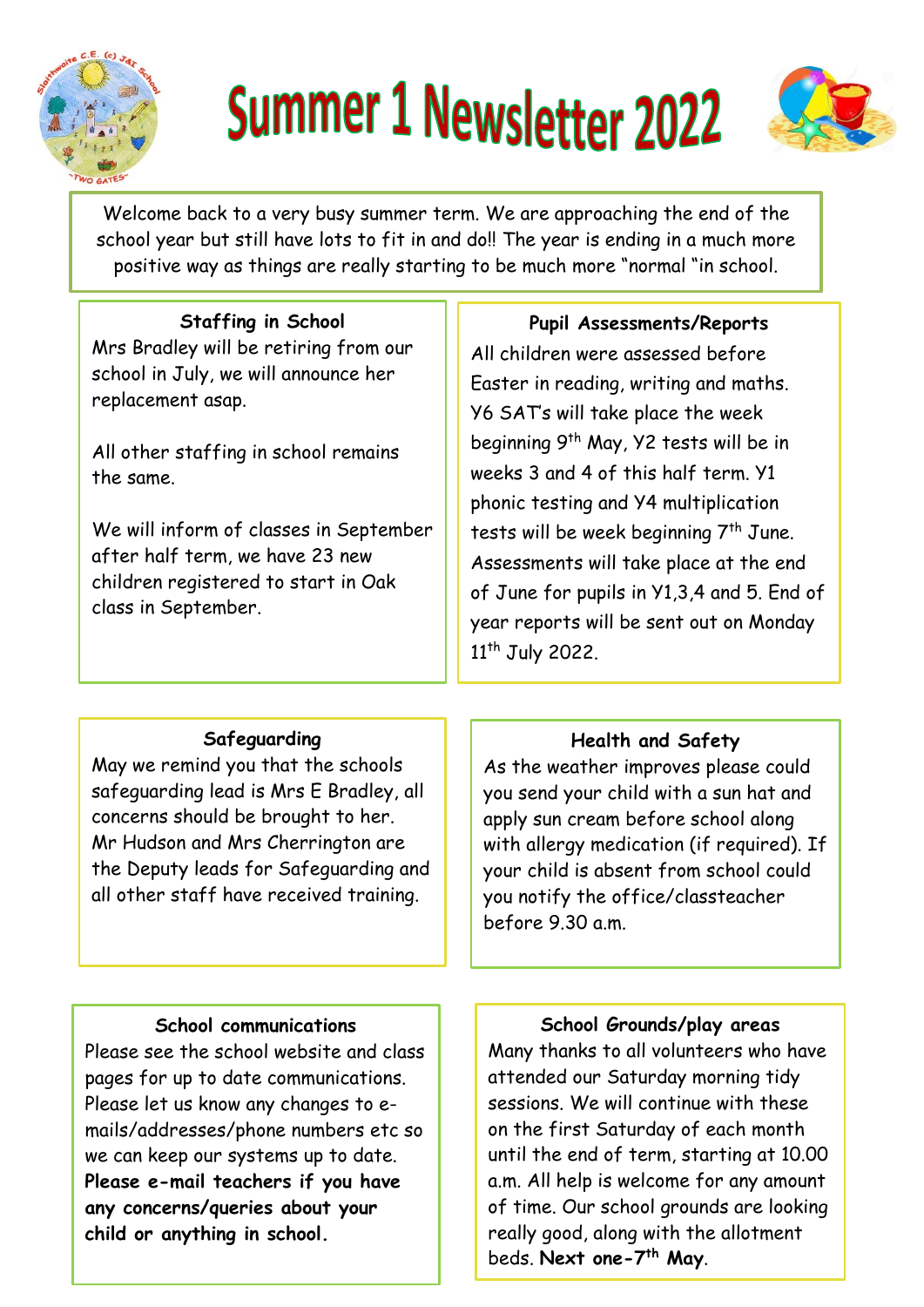# Summer 1 Newsletter 2022

Welcome back to a very busy summer term. We are approaching the end of the school year but still have lots to fit in and do!! The year is ending in a much more positive way as things are really starting to be much more "normal "in school.

### Staffing in School

Mrs Bradley will be retiring from our school in July, we will announce her replacement asap.

All other staffing in school remains the same.

We will inform of classes in September after half term, we have 23 new children registered to start in Oak class in September.

### Pupil Assessments/Reports

All children were assessed before Easter in reading, writing and maths. Y6 SAT's will take place the week beginning 9th May, Y2 tests will be in weeks 3 and 4 of this half term. Y1 phonic testing and Y4 multiplication tests will be week beginning 7th June. Assessments will take place at the end of June for pupils in Y1,3,4 and 5. End of year reports will be sent out on Monday 11th July 2022.

### Safeguarding

May we remind you that the schools safeguarding lead is Mrs E Bradley, all concerns should be brought to her. Mr Hudson and Mrs Cherrington are the Deputy leads for Safeguarding and all other staff have received training.

### Health and Safety

As the weather improves please could you send your child with a sun hat and apply sun cream before school along with allergy medication (if required). If your child is absent from school could you notify the office/classteacher before 9.30 a.m.

### School communications

Please see the school website and class pages for up to date communications. Please let us know any changes to e-mails/addresses/phone numbers etc so we can keep our systems up to date. **Please e-mail teachers if you have any concerns/queries about your child or anything in school.**

### School Grounds/play areas

Many thanks to all volunteers who have attended our Saturday morning tidy sessions. We will continue with these on the first Saturday of each month until the end of term, starting at 10.00 a.m. All help is welcome for any amount of time. Our school grounds are looking really good, along with the allotment beds. **Next one-7th May**.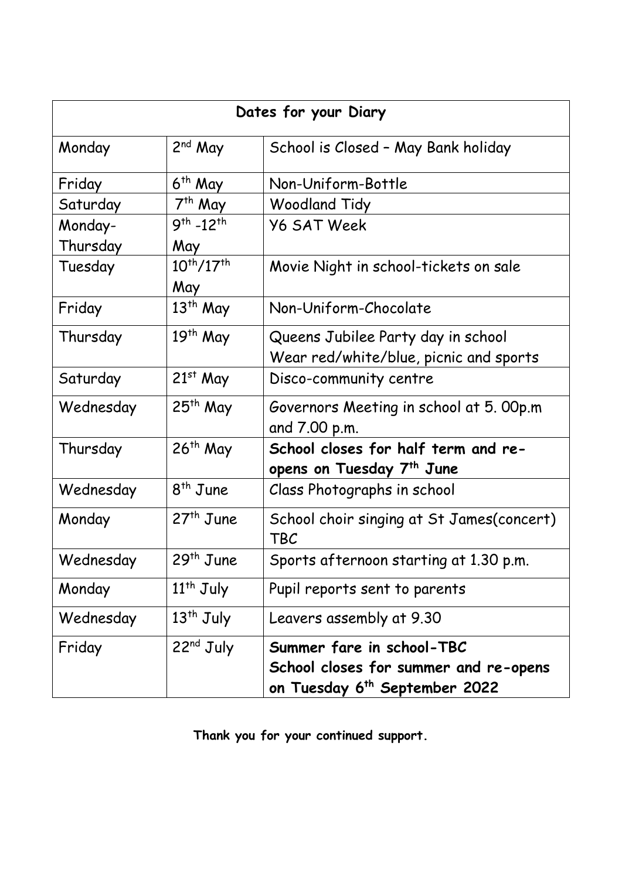| Dates for your Diary | | |
|---|---|---|
| Monday | 2nd May | School is Closed – May Bank holiday |
| Friday | 6th May | Non-Uniform-Bottle |
| Saturday | 7th May | Woodland Tidy |
| Monday-Thursday | 9th -12th May | Y6 SAT Week |
| Tuesday | 10th/17th May | Movie Night in school-tickets on sale |
| Friday | 13th May | Non-Uniform-Chocolate |
| Thursday | 19th May | Queens Jubilee Party day in school Wear red/white/blue, picnic and sports |
| Saturday | 21st May | Disco-community centre |
| Wednesday | 25th May | Governors Meeting in school at 5. 00p.m and 7.00 p.m. |
| Thursday | 26th May | **School closes for half term and re-opens on Tuesday 7th June** |
| Wednesday | 8th June | Class Photographs in school |
| Monday | 27th June | School choir singing at St James(concert) TBC |
| Wednesday | 29th June | Sports afternoon starting at 1.30 p.m. |
| Monday | 11th July | Pupil reports sent to parents |
| Wednesday | 13th July | Leavers assembly at 9.30 |
| Friday | 22nd July | **Summer fare in school-TBC School closes for summer and re-opens on Tuesday 6th September 2022** |

**Thank you for your continued support.**